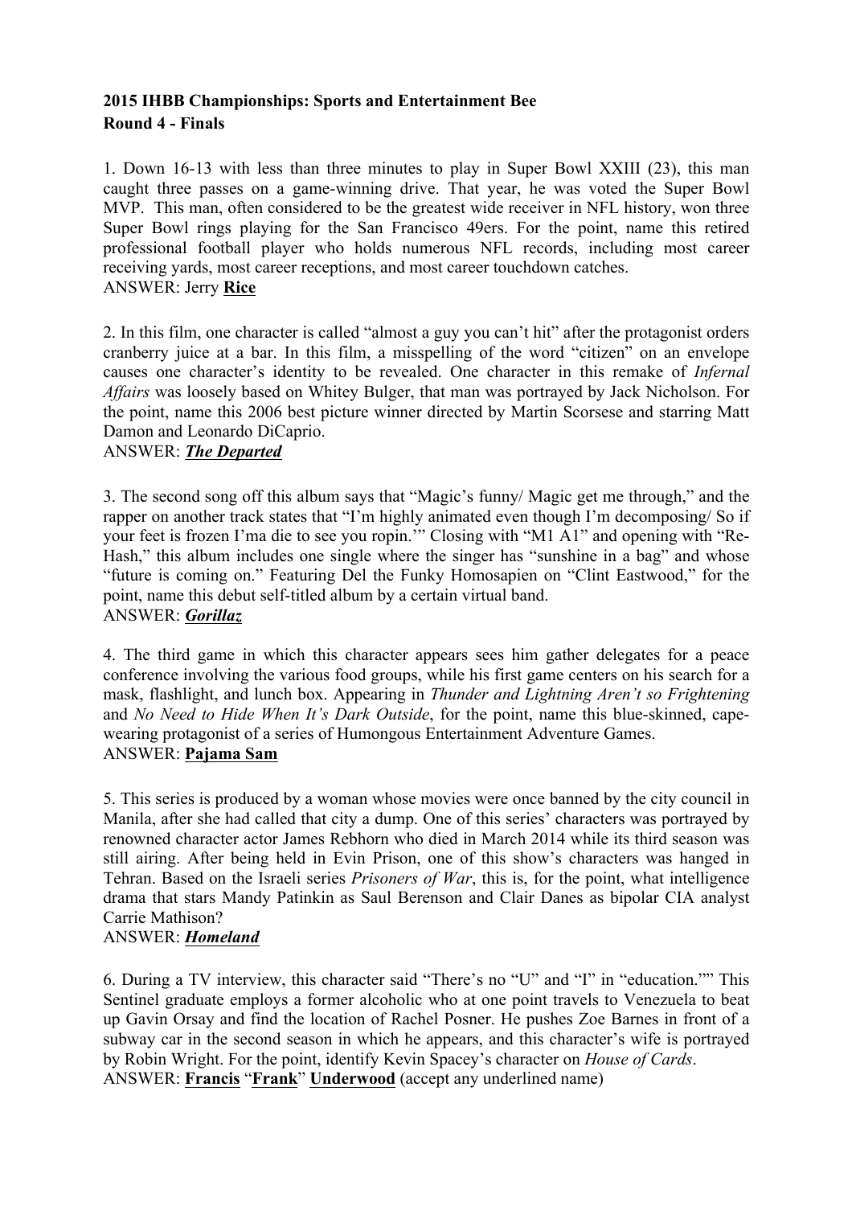**2015 IHBB Championships: Sports and Entertainment Bee**
**Round 4 - Finals**

1. Down 16-13 with less than three minutes to play in Super Bowl XXIII (23), this man caught three passes on a game-winning drive. That year, he was voted the Super Bowl MVP. This man, often considered to be the greatest wide receiver in NFL history, won three Super Bowl rings playing for the San Francisco 49ers. For the point, name this retired professional football player who holds numerous NFL records, including most career receiving yards, most career receptions, and most career touchdown catches.
ANSWER: Jerry **Rice**

2. In this film, one character is called "almost a guy you can't hit" after the protagonist orders cranberry juice at a bar. In this film, a misspelling of the word "citizen" on an envelope causes one character's identity to be revealed. One character in this remake of *Infernal Affairs* was loosely based on Whitey Bulger, that man was portrayed by Jack Nicholson. For the point, name this 2006 best picture winner directed by Martin Scorsese and starring Matt Damon and Leonardo DiCaprio.
ANSWER: ***The Departed***

3. The second song off this album says that "Magic's funny/ Magic get me through," and the rapper on another track states that "I'm highly animated even though I'm decomposing/ So if your feet is frozen I'ma die to see you ropin.'" Closing with "M1 A1" and opening with "Re-Hash," this album includes one single where the singer has "sunshine in a bag" and whose "future is coming on." Featuring Del the Funky Homosapien on "Clint Eastwood," for the point, name this debut self-titled album by a certain virtual band.
ANSWER: ***Gorillaz***

4. The third game in which this character appears sees him gather delegates for a peace conference involving the various food groups, while his first game centers on his search for a mask, flashlight, and lunch box. Appearing in *Thunder and Lightning Aren't so Frightening* and *No Need to Hide When It's Dark Outside*, for the point, name this blue-skinned, cape-wearing protagonist of a series of Humongous Entertainment Adventure Games.
ANSWER: **Pajama Sam**

5. This series is produced by a woman whose movies were once banned by the city council in Manila, after she had called that city a dump. One of this series' characters was portrayed by renowned character actor James Rebhorn who died in March 2014 while its third season was still airing. After being held in Evin Prison, one of this show's characters was hanged in Tehran. Based on the Israeli series *Prisoners of War*, this is, for the point, what intelligence drama that stars Mandy Patinkin as Saul Berenson and Clair Danes as bipolar CIA analyst Carrie Mathison?
ANSWER: ***Homeland***

6. During a TV interview, this character said "There's no "U" and "I" in "education."" This Sentinel graduate employs a former alcoholic who at one point travels to Venezuela to beat up Gavin Orsay and find the location of Rachel Posner. He pushes Zoe Barnes in front of a subway car in the second season in which he appears, and this character's wife is portrayed by Robin Wright. For the point, identify Kevin Spacey's character on *House of Cards*.
ANSWER: **Francis** "**Frank**" **Underwood** (accept any underlined name)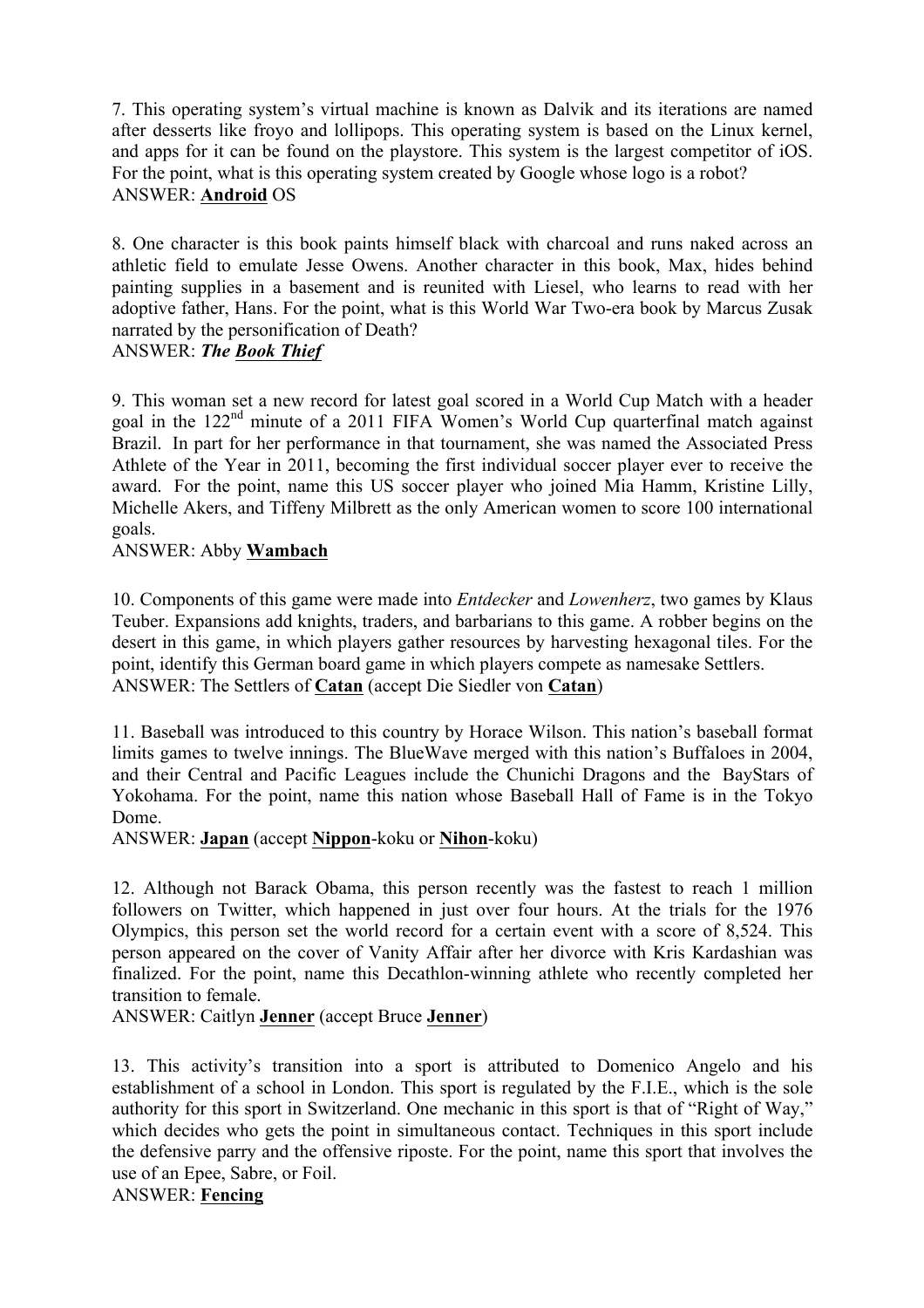7. This operating system's virtual machine is known as Dalvik and its iterations are named after desserts like froyo and lollipops. This operating system is based on the Linux kernel, and apps for it can be found on the playstore. This system is the largest competitor of iOS. For the point, what is this operating system created by Google whose logo is a robot?
ANSWER: **<u>Android</u>** OS

8. One character is this book paints himself black with charcoal and runs naked across an athletic field to emulate Jesse Owens. Another character in this book, Max, hides behind painting supplies in a basement and is reunited with Liesel, who learns to read with her adoptive father, Hans. For the point, what is this World War Two-era book by Marcus Zusak narrated by the personification of Death?
ANSWER: ***The <u>Book Thief</u>***

9. This woman set a new record for latest goal scored in a World Cup Match with a header goal in the 122nd minute of a 2011 FIFA Women's World Cup quarterfinal match against Brazil. In part for her performance in that tournament, she was named the Associated Press Athlete of the Year in 2011, becoming the first individual soccer player ever to receive the award. For the point, name this US soccer player who joined Mia Hamm, Kristine Lilly, Michelle Akers, and Tiffeny Milbrett as the only American women to score 100 international goals.
ANSWER: Abby **<u>Wambach</u>**

10. Components of this game were made into *Entdecker* and *Lowenherz*, two games by Klaus Teuber. Expansions add knights, traders, and barbarians to this game. A robber begins on the desert in this game, in which players gather resources by harvesting hexagonal tiles. For the point, identify this German board game in which players compete as namesake Settlers.
ANSWER: The Settlers of **<u>Catan</u>** (accept Die Siedler von **<u>Catan</u>**)

11. Baseball was introduced to this country by Horace Wilson. This nation's baseball format limits games to twelve innings. The BlueWave merged with this nation's Buffaloes in 2004, and their Central and Pacific Leagues include the Chunichi Dragons and the BayStars of Yokohama. For the point, name this nation whose Baseball Hall of Fame is in the Tokyo Dome.
ANSWER: **<u>Japan</u>** (accept **<u>Nippon</u>**-koku or **<u>Nihon</u>**-koku)

12. Although not Barack Obama, this person recently was the fastest to reach 1 million followers on Twitter, which happened in just over four hours. At the trials for the 1976 Olympics, this person set the world record for a certain event with a score of 8,524. This person appeared on the cover of Vanity Affair after her divorce with Kris Kardashian was finalized. For the point, name this Decathlon-winning athlete who recently completed her transition to female.
ANSWER: Caitlyn **<u>Jenner</u>** (accept Bruce **<u>Jenner</u>**)

13. This activity's transition into a sport is attributed to Domenico Angelo and his establishment of a school in London. This sport is regulated by the F.I.E., which is the sole authority for this sport in Switzerland. One mechanic in this sport is that of "Right of Way," which decides who gets the point in simultaneous contact. Techniques in this sport include the defensive parry and the offensive riposte. For the point, name this sport that involves the use of an Epee, Sabre, or Foil.
ANSWER: **<u>Fencing</u>**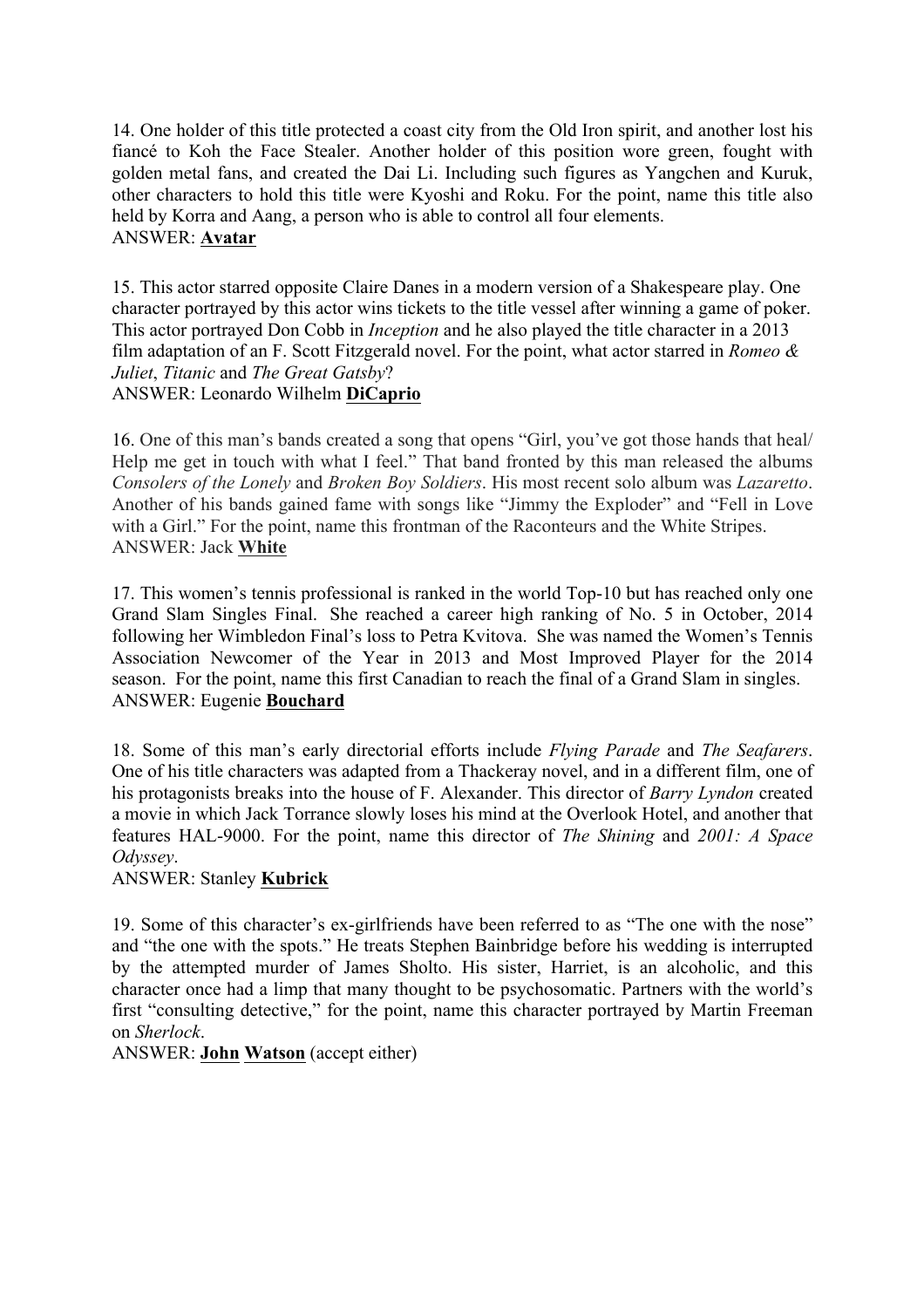14. One holder of this title protected a coast city from the Old Iron spirit, and another lost his fiancé to Koh the Face Stealer. Another holder of this position wore green, fought with golden metal fans, and created the Dai Li. Including such figures as Yangchen and Kuruk, other characters to hold this title were Kyoshi and Roku. For the point, name this title also held by Korra and Aang, a person who is able to control all four elements.
ANSWER: **Avatar**

15. This actor starred opposite Claire Danes in a modern version of a Shakespeare play. One character portrayed by this actor wins tickets to the title vessel after winning a game of poker. This actor portrayed Don Cobb in *Inception* and he also played the title character in a 2013 film adaptation of an F. Scott Fitzgerald novel. For the point, what actor starred in *Romeo & Juliet*, *Titanic* and *The Great Gatsby*?
ANSWER: Leonardo Wilhelm **DiCaprio**

16. One of this man's bands created a song that opens "Girl, you've got those hands that heal/ Help me get in touch with what I feel." That band fronted by this man released the albums *Consolers of the Lonely* and *Broken Boy Soldiers*. His most recent solo album was *Lazaretto*. Another of his bands gained fame with songs like "Jimmy the Exploder" and "Fell in Love with a Girl." For the point, name this frontman of the Raconteurs and the White Stripes.
ANSWER: Jack **White**

17. This women's tennis professional is ranked in the world Top-10 but has reached only one Grand Slam Singles Final. She reached a career high ranking of No. 5 in October, 2014 following her Wimbledon Final's loss to Petra Kvitova. She was named the Women's Tennis Association Newcomer of the Year in 2013 and Most Improved Player for the 2014 season. For the point, name this first Canadian to reach the final of a Grand Slam in singles.
ANSWER: Eugenie **Bouchard**

18. Some of this man's early directorial efforts include *Flying Parade* and *The Seafarers*. One of his title characters was adapted from a Thackeray novel, and in a different film, one of his protagonists breaks into the house of F. Alexander. This director of *Barry Lyndon* created a movie in which Jack Torrance slowly loses his mind at the Overlook Hotel, and another that features HAL-9000. For the point, name this director of *The Shining* and *2001: A Space Odyssey*.
ANSWER: Stanley **Kubrick**

19. Some of this character's ex-girlfriends have been referred to as "The one with the nose" and "the one with the spots." He treats Stephen Bainbridge before his wedding is interrupted by the attempted murder of James Sholto. His sister, Harriet, is an alcoholic, and this character once had a limp that many thought to be psychosomatic. Partners with the world's first "consulting detective," for the point, name this character portrayed by Martin Freeman on *Sherlock*.
ANSWER: **John** **Watson** (accept either)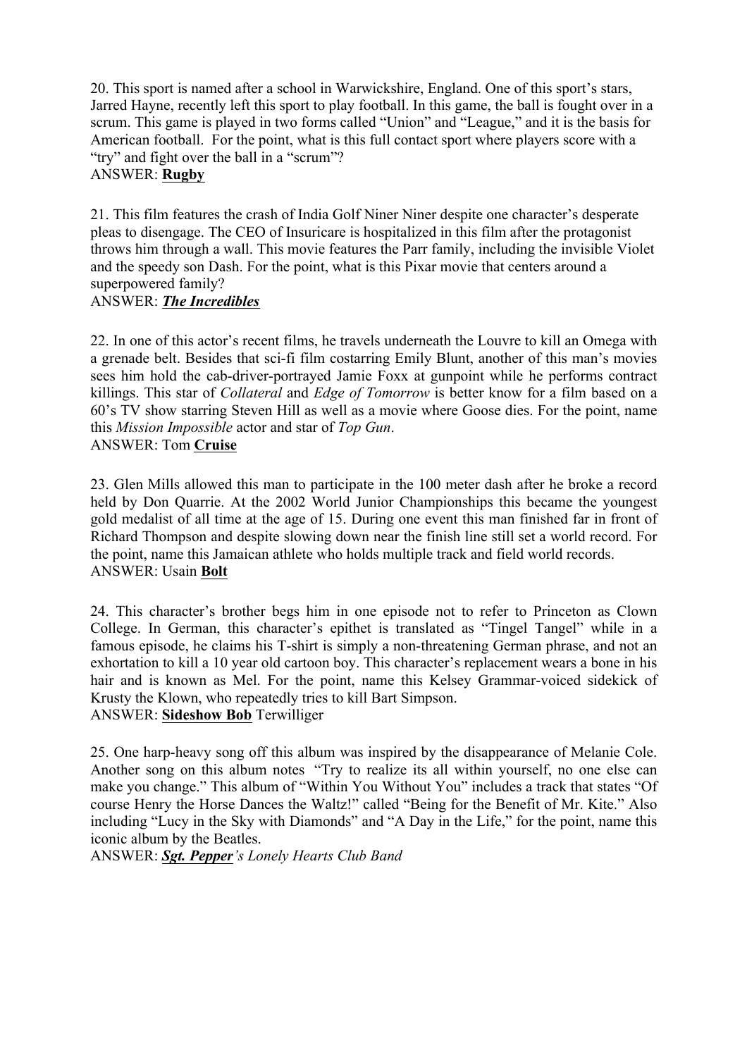20. This sport is named after a school in Warwickshire, England. One of this sport's stars, Jarred Hayne, recently left this sport to play football. In this game, the ball is fought over in a scrum. This game is played in two forms called "Union" and "League," and it is the basis for American football. For the point, what is this full contact sport where players score with a "try" and fight over the ball in a "scrum"?
ANSWER: **Rugby**

21. This film features the crash of India Golf Niner Niner despite one character's desperate pleas to disengage. The CEO of Insuricare is hospitalized in this film after the protagonist throws him through a wall. This movie features the Parr family, including the invisible Violet and the speedy son Dash. For the point, what is this Pixar movie that centers around a superpowered family?
ANSWER: ***The Incredibles***

22. In one of this actor's recent films, he travels underneath the Louvre to kill an Omega with a grenade belt. Besides that sci-fi film costarring Emily Blunt, another of this man's movies sees him hold the cab-driver-portrayed Jamie Foxx at gunpoint while he performs contract killings. This star of *Collateral* and *Edge of Tomorrow* is better know for a film based on a 60's TV show starring Steven Hill as well as a movie where Goose dies. For the point, name this *Mission Impossible* actor and star of *Top Gun*.
ANSWER: Tom **Cruise**

23. Glen Mills allowed this man to participate in the 100 meter dash after he broke a record held by Don Quarrie. At the 2002 World Junior Championships this became the youngest gold medalist of all time at the age of 15. During one event this man finished far in front of Richard Thompson and despite slowing down near the finish line still set a world record. For the point, name this Jamaican athlete who holds multiple track and field world records.
ANSWER: Usain **Bolt**

24. This character's brother begs him in one episode not to refer to Princeton as Clown College. In German, this character's epithet is translated as "Tingel Tangel" while in a famous episode, he claims his T-shirt is simply a non-threatening German phrase, and not an exhortation to kill a 10 year old cartoon boy. This character's replacement wears a bone in his hair and is known as Mel. For the point, name this Kelsey Grammar-voiced sidekick of Krusty the Klown, who repeatedly tries to kill Bart Simpson.
ANSWER: **Sideshow Bob** Terwilliger

25. One harp-heavy song off this album was inspired by the disappearance of Melanie Cole. Another song on this album notes "Try to realize its all within yourself, no one else can make you change." This album of "Within You Without You" includes a track that states "Of course Henry the Horse Dances the Waltz!" called "Being for the Benefit of Mr. Kite." Also including "Lucy in the Sky with Diamonds" and "A Day in the Life," for the point, name this iconic album by the Beatles.
ANSWER: ***Sgt. Pepper****'s Lonely Hearts Club Band*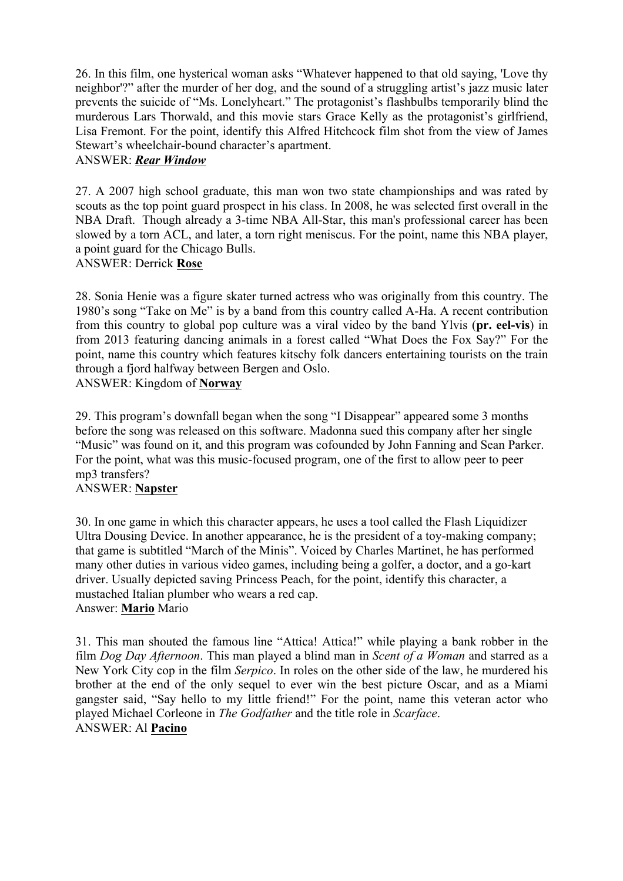26. In this film, one hysterical woman asks "Whatever happened to that old saying, 'Love thy neighbor'?" after the murder of her dog, and the sound of a struggling artist's jazz music later prevents the suicide of "Ms. Lonelyheart." The protagonist's flashbulbs temporarily blind the murderous Lars Thorwald, and this movie stars Grace Kelly as the protagonist's girlfriend, Lisa Fremont. For the point, identify this Alfred Hitchcock film shot from the view of James Stewart's wheelchair-bound character's apartment.
ANSWER: ***Rear Window***

27. A 2007 high school graduate, this man won two state championships and was rated by scouts as the top point guard prospect in his class. In 2008, he was selected first overall in the NBA Draft. Though already a 3-time NBA All-Star, this man's professional career has been slowed by a torn ACL, and later, a torn right meniscus. For the point, name this NBA player, a point guard for the Chicago Bulls.
ANSWER: Derrick **Rose**

28. Sonia Henie was a figure skater turned actress who was originally from this country. The 1980's song "Take on Me" is by a band from this country called A-Ha. A recent contribution from this country to global pop culture was a viral video by the band Ylvis (**pr. eel-vis**) in from 2013 featuring dancing animals in a forest called "What Does the Fox Say?" For the point, name this country which features kitschy folk dancers entertaining tourists on the train through a fjord halfway between Bergen and Oslo.
ANSWER: Kingdom of **Norway**

29. This program's downfall began when the song "I Disappear" appeared some 3 months before the song was released on this software. Madonna sued this company after her single "Music" was found on it, and this program was cofounded by John Fanning and Sean Parker. For the point, what was this music-focused program, one of the first to allow peer to peer mp3 transfers?
ANSWER: **Napster**

30. In one game in which this character appears, he uses a tool called the Flash Liquidizer Ultra Dousing Device. In another appearance, he is the president of a toy-making company; that game is subtitled "March of the Minis". Voiced by Charles Martinet, he has performed many other duties in various video games, including being a golfer, a doctor, and a go-kart driver. Usually depicted saving Princess Peach, for the point, identify this character, a mustached Italian plumber who wears a red cap.
Answer: **Mario** Mario

31. This man shouted the famous line "Attica! Attica!" while playing a bank robber in the film *Dog Day Afternoon*. This man played a blind man in *Scent of a Woman* and starred as a New York City cop in the film *Serpico*. In roles on the other side of the law, he murdered his brother at the end of the only sequel to ever win the best picture Oscar, and as a Miami gangster said, "Say hello to my little friend!" For the point, name this veteran actor who played Michael Corleone in *The Godfather* and the title role in *Scarface*.
ANSWER: Al **Pacino**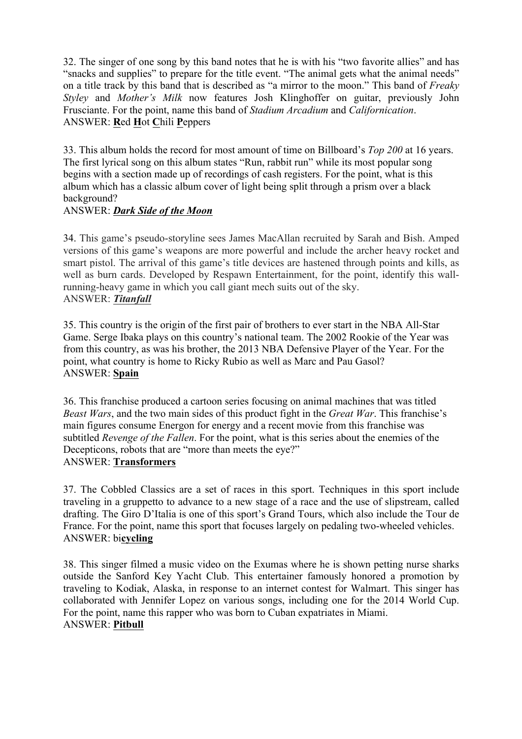32. The singer of one song by this band notes that he is with his "two favorite allies" and has "snacks and supplies" to prepare for the title event. "The animal gets what the animal needs" on a title track by this band that is described as "a mirror to the moon." This band of *Freaky Styley* and *Mother's Milk* now features Josh Klinghoffer on guitar, previously John Frusciante. For the point, name this band of *Stadium Arcadium* and *Californication*.
ANSWER: **R**ed **H**ot **C**hili **P**eppers

33. This album holds the record for most amount of time on Billboard's *Top 200* at 16 years. The first lyrical song on this album states "Run, rabbit run" while its most popular song begins with a section made up of recordings of cash registers. For the point, what is this album which has a classic album cover of light being split through a prism over a black background?
ANSWER: ***Dark Side of the Moon***

34. This game's pseudo-storyline sees James MacAllan recruited by Sarah and Bish. Amped versions of this game's weapons are more powerful and include the archer heavy rocket and smart pistol. The arrival of this game's title devices are hastened through points and kills, as well as burn cards. Developed by Respawn Entertainment, for the point, identify this wall-running-heavy game in which you call giant mech suits out of the sky.
ANSWER: ***Titanfall***

35. This country is the origin of the first pair of brothers to ever start in the NBA All-Star Game. Serge Ibaka plays on this country's national team. The 2002 Rookie of the Year was from this country, as was his brother, the 2013 NBA Defensive Player of the Year. For the point, what country is home to Ricky Rubio as well as Marc and Pau Gasol?
ANSWER: **Spain**

36. This franchise produced a cartoon series focusing on animal machines that was titled *Beast Wars*, and the two main sides of this product fight in the *Great War*. This franchise's main figures consume Energon for energy and a recent movie from this franchise was subtitled *Revenge of the Fallen*. For the point, what is this series about the enemies of the Decepticons, robots that are "more than meets the eye?"
ANSWER: **Transformers**

37. The Cobbled Classics are a set of races in this sport. Techniques in this sport include traveling in a gruppetto to advance to a new stage of a race and the use of slipstream, called drafting. The Giro D'Italia is one of this sport's Grand Tours, which also include the Tour de France. For the point, name this sport that focuses largely on pedaling two-wheeled vehicles.
ANSWER: bi**cycling**

38. This singer filmed a music video on the Exumas where he is shown petting nurse sharks outside the Sanford Key Yacht Club. This entertainer famously honored a promotion by traveling to Kodiak, Alaska, in response to an internet contest for Walmart. This singer has collaborated with Jennifer Lopez on various songs, including one for the 2014 World Cup. For the point, name this rapper who was born to Cuban expatriates in Miami.
ANSWER: **Pitbull**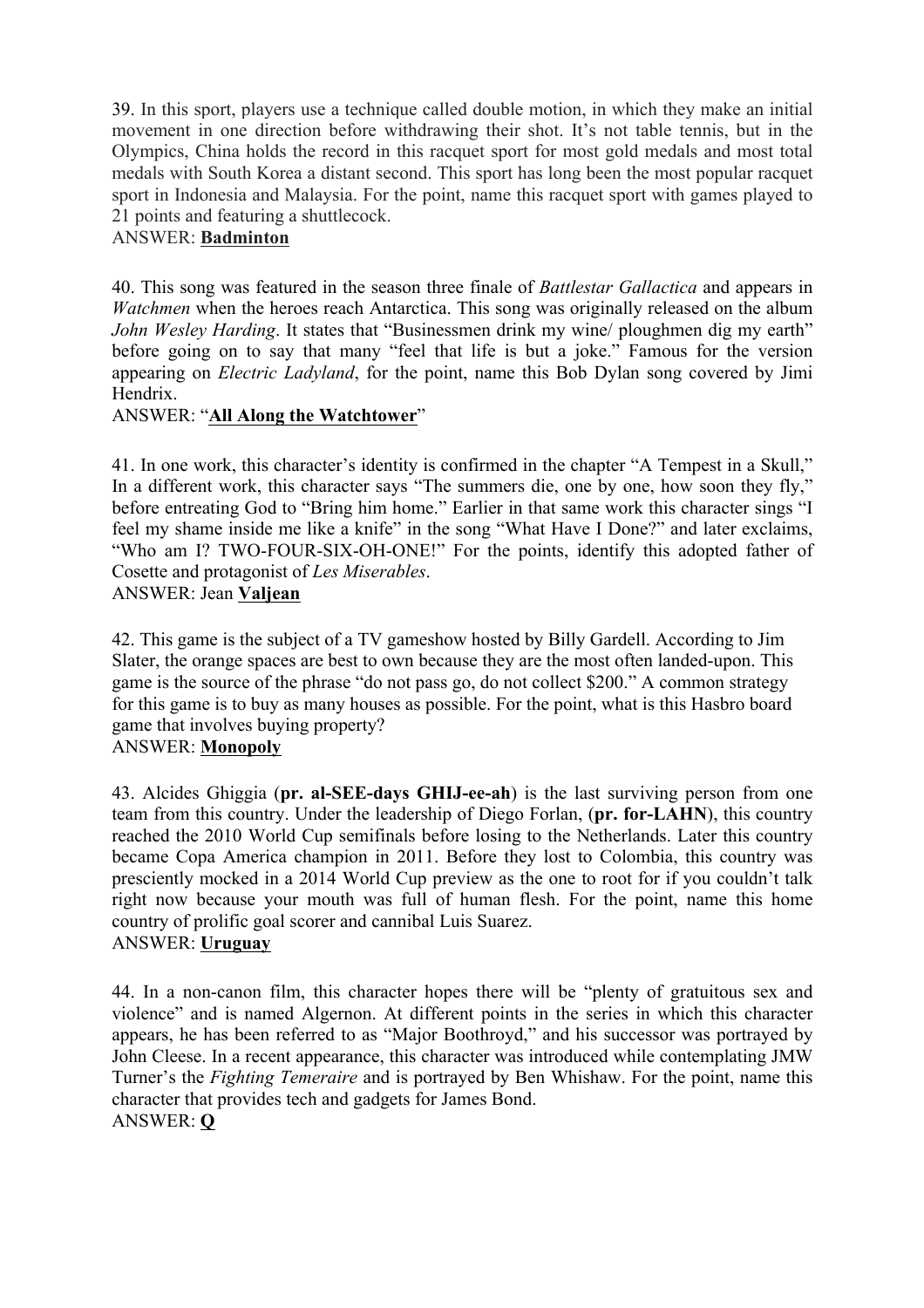39. In this sport, players use a technique called double motion, in which they make an initial movement in one direction before withdrawing their shot. It's not table tennis, but in the Olympics, China holds the record in this racquet sport for most gold medals and most total medals with South Korea a distant second. This sport has long been the most popular racquet sport in Indonesia and Malaysia. For the point, name this racquet sport with games played to 21 points and featuring a shuttlecock.
ANSWER: **Badminton**

40. This song was featured in the season three finale of *Battlestar Gallactica* and appears in *Watchmen* when the heroes reach Antarctica. This song was originally released on the album *John Wesley Harding*. It states that "Businessmen drink my wine/ ploughmen dig my earth" before going on to say that many "feel that life is but a joke." Famous for the version appearing on *Electric Ladyland*, for the point, name this Bob Dylan song covered by Jimi Hendrix.
ANSWER: "**All Along the Watchtower**"

41. In one work, this character's identity is confirmed in the chapter "A Tempest in a Skull," In a different work, this character says "The summers die, one by one, how soon they fly," before entreating God to "Bring him home." Earlier in that same work this character sings "I feel my shame inside me like a knife" in the song "What Have I Done?" and later exclaims, "Who am I? TWO-FOUR-SIX-OH-ONE!" For the points, identify this adopted father of Cosette and protagonist of *Les Miserables*.
ANSWER: Jean **Valjean**

42. This game is the subject of a TV gameshow hosted by Billy Gardell. According to Jim Slater, the orange spaces are best to own because they are the most often landed-upon. This game is the source of the phrase "do not pass go, do not collect $200." A common strategy for this game is to buy as many houses as possible. For the point, what is this Hasbro board game that involves buying property?
ANSWER: **Monopoly**

43. Alcides Ghiggia (**pr. al-SEE-days GHIJ-ee-ah**) is the last surviving person from one team from this country. Under the leadership of Diego Forlan, (**pr. for-LAHN**), this country reached the 2010 World Cup semifinals before losing to the Netherlands. Later this country became Copa America champion in 2011. Before they lost to Colombia, this country was presciently mocked in a 2014 World Cup preview as the one to root for if you couldn't talk right now because your mouth was full of human flesh. For the point, name this home country of prolific goal scorer and cannibal Luis Suarez.
ANSWER: **Uruguay**

44. In a non-canon film, this character hopes there will be "plenty of gratuitous sex and violence" and is named Algernon. At different points in the series in which this character appears, he has been referred to as "Major Boothroyd," and his successor was portrayed by John Cleese. In a recent appearance, this character was introduced while contemplating JMW Turner's the *Fighting Temeraire* and is portrayed by Ben Whishaw. For the point, name this character that provides tech and gadgets for James Bond.
ANSWER: **Q**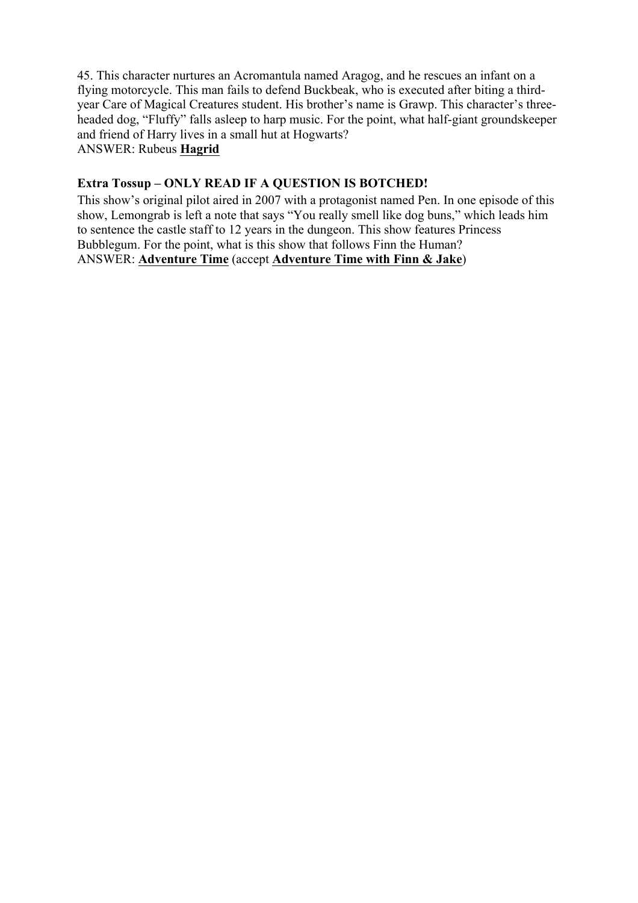45. This character nurtures an Acromantula named Aragog, and he rescues an infant on a flying motorcycle. This man fails to defend Buckbeak, who is executed after biting a third-year Care of Magical Creatures student. His brother's name is Grawp. This character's three-headed dog, "Fluffy" falls asleep to harp music. For the point, what half-giant groundskeeper and friend of Harry lives in a small hut at Hogwarts?
ANSWER: Rubeus **Hagrid**

**Extra Tossup – ONLY READ IF A QUESTION IS BOTCHED!**

This show's original pilot aired in 2007 with a protagonist named Pen. In one episode of this show, Lemongrab is left a note that says "You really smell like dog buns," which leads him to sentence the castle staff to 12 years in the dungeon. This show features Princess Bubblegum. For the point, what is this show that follows Finn the Human?
ANSWER: **Adventure Time** (accept **Adventure Time with Finn & Jake**)